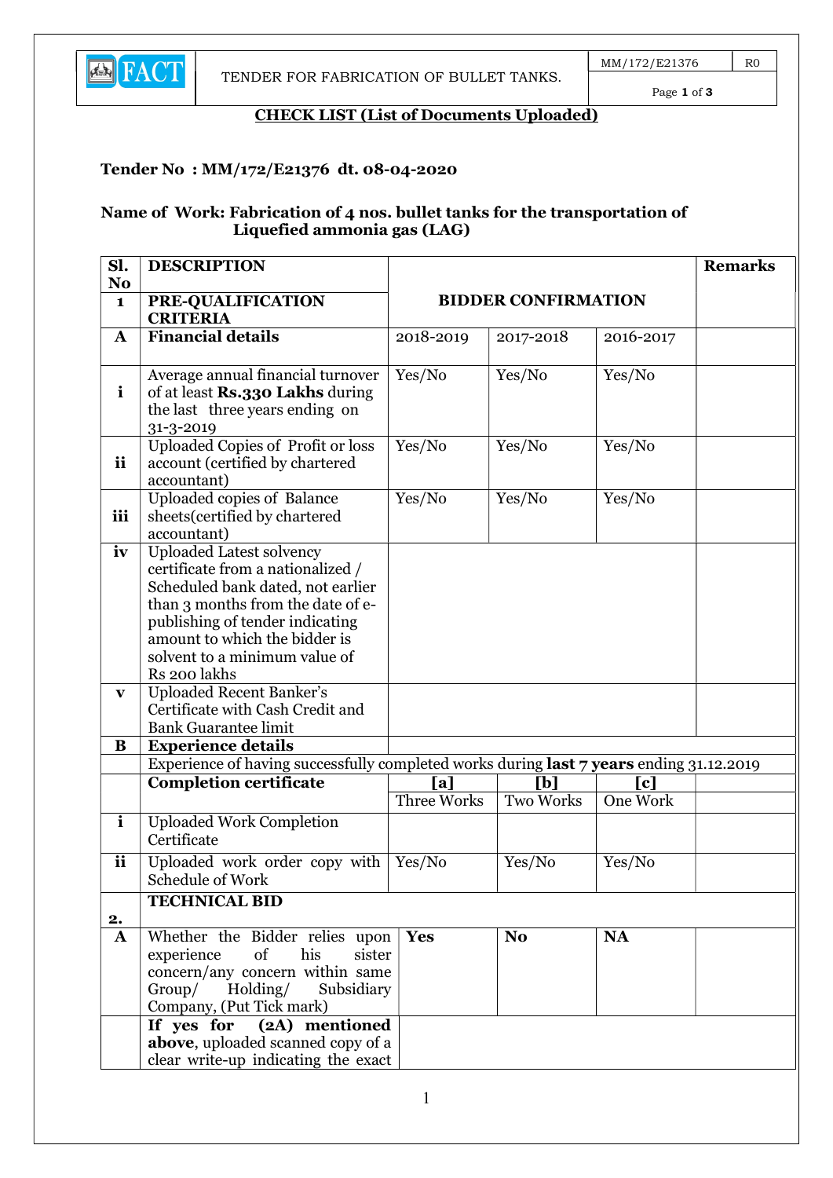## CHECK LIST (List of Documents Uploaded)

**Tender No : MM/172/E21376 dt. 08-04-2020**

**Name of Work: Fabrication of 4 nos. bullet tanks for the transportation of Liquefied ammonia gas (LAG)**

| Sl. No | DESCRIPTION | BIDDER CONFIRMATION | | | Remarks |
|---|---|---|---|---|---|
| **1** | **PRE-QUALIFICATION CRITERIA** | | | | |
| **A** | **Financial details** | 2018-2019 | 2017-2018 | 2016-2017 | |
| **i** | Average annual financial turnover of at least **Rs.330 Lakhs** during the last three years ending on 31-3-2019 | Yes/No | Yes/No | Yes/No | |
| **ii** | Uploaded Copies of Profit or loss account (certified by chartered accountant) | Yes/No | Yes/No | Yes/No | |
| **iii** | Uploaded copies of Balance sheets(certified by chartered accountant) | Yes/No | Yes/No | Yes/No | |
| **iv** | Uploaded Latest solvency certificate from a nationalized / Scheduled bank dated, not earlier than 3 months from the date of e-publishing of tender indicating amount to which the bidder is solvent to a minimum value of Rs 200 lakhs | | | | |
| **v** | Uploaded Recent Banker's Certificate with Cash Credit and Bank Guarantee limit | | | | |
| **B** | **Experience details** | | | | |
| | Experience of having successfully completed works during **last 7 years** ending 31.12.2019 | | | | |
| | **Completion certificate** | [a] Three Works | [b] Two Works | [c] One Work | |
| **i** | Uploaded Work Completion Certificate | | | | |
| **ii** | Uploaded work order copy with Schedule of Work | Yes/No | Yes/No | Yes/No | |
| **2.** | **TECHNICAL BID** | | | | |
| **A** | Whether the Bidder relies upon experience of his sister concern/any concern within same Group/ Holding/ Subsidiary Company, (Put Tick mark) | **Yes** | **No** | **NA** | |
| | **If yes for (2A) mentioned above**, uploaded scanned copy of a clear write-up indicating the exact | | | | |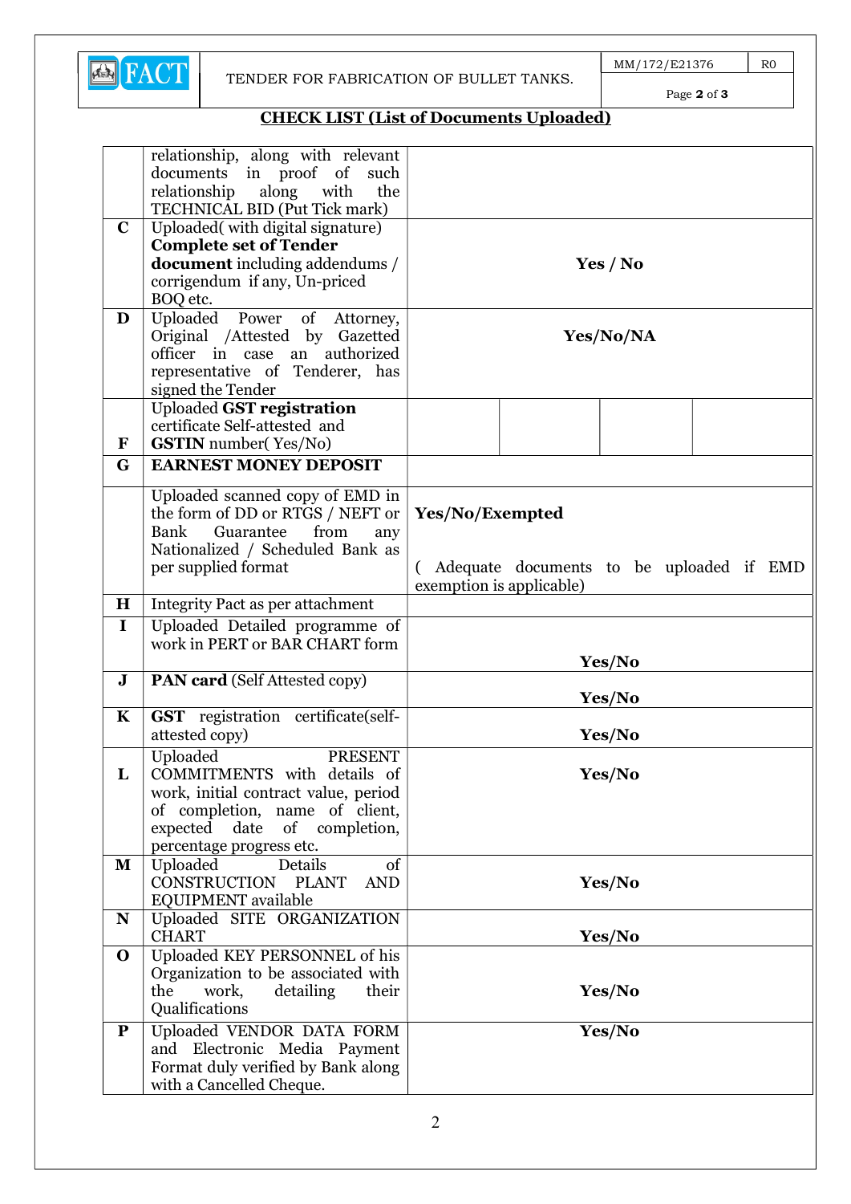## CHECK LIST (List of Documents Uploaded)

| | | |
|---|---|---|
| | relationship, along with relevant documents in proof of such relationship along with the TECHNICAL BID (Put Tick mark) | |
| **C** | Uploaded( with digital signature) **Complete set of Tender document** including addendums / corrigendum if any, Un-priced BOQ etc. | **Yes / No** |
| **D** | Uploaded Power of Attorney, Original /Attested by Gazetted officer in case an authorized representative of Tenderer, has signed the Tender | **Yes/No/NA** |
| **F** | Uploaded **GST registration** certificate Self-attested and **GSTIN** number( Yes/No) | |
| **G** | **EARNEST MONEY DEPOSIT** | |
| | Uploaded scanned copy of EMD in the form of DD or RTGS / NEFT or Bank Guarantee from any Nationalized / Scheduled Bank as per supplied format | **Yes/No/Exempted**<br><br>( Adequate documents to be uploaded if EMD exemption is applicable) |
| **H** | Integrity Pact as per attachment | |
| **I** | Uploaded Detailed programme of work in PERT or BAR CHART form | **Yes/No** |
| **J** | **PAN card** (Self Attested copy) | **Yes/No** |
| **K** | **GST** registration certificate(self-attested copy) | **Yes/No** |
| **L** | Uploaded PRESENT COMMITMENTS with details of work, initial contract value, period of completion, name of client, expected date of completion, percentage progress etc. | **Yes/No** |
| **M** | Uploaded Details of CONSTRUCTION PLANT AND EQUIPMENT available | **Yes/No** |
| **N** | Uploaded SITE ORGANIZATION CHART | **Yes/No** |
| **O** | Uploaded KEY PERSONNEL of his Organization to be associated with the work, detailing their Qualifications | **Yes/No** |
| **P** | Uploaded VENDOR DATA FORM and Electronic Media Payment Format duly verified by Bank along with a Cancelled Cheque. | **Yes/No** |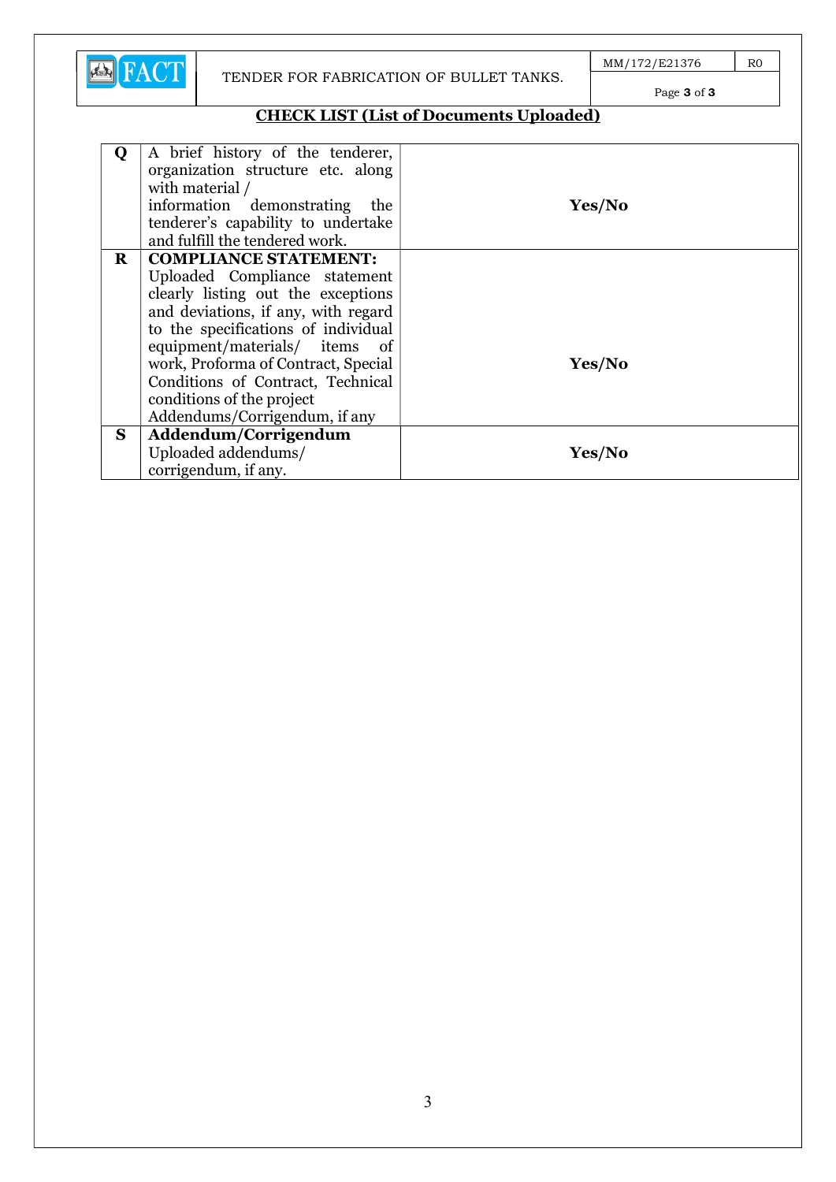## CHECK LIST (List of Documents Uploaded)

| | | |
|---|---|---|
| **Q** | A brief history of the tenderer, organization structure etc. along with material / information demonstrating the tenderer's capability to undertake and fulfill the tendered work. | **Yes/No** |
| **R** | **COMPLIANCE STATEMENT:** Uploaded Compliance statement clearly listing out the exceptions and deviations, if any, with regard to the specifications of individual equipment/materials/ items of work, Proforma of Contract, Special Conditions of Contract, Technical conditions of the project Addendums/Corrigendum, if any | **Yes/No** |
| **S** | **Addendum/Corrigendum** Uploaded addendums/ corrigendum, if any. | **Yes/No** |